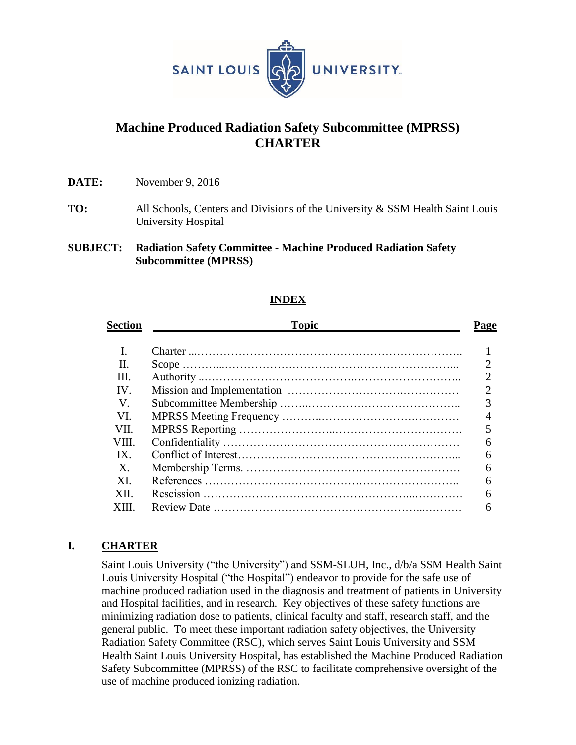SAINT LOUIS UNIVERSITY

# Machine Produced Radiation Safety Subcommittee (MPRSS) CHARTER

**DATE:** November 9, 2016

**TO:** All Schools, Centers and Divisions of the University & SSM Health Saint Louis University Hospital

**SUBJECT:** **Radiation Safety Committee - Machine Produced Radiation Safety Subcommittee (MPRSS)**

## INDEX

| Section | Topic | Page |
|---|---|---|
| I. | Charter | 1 |
| II. | Scope | 2 |
| III. | Authority | 2 |
| IV. | Mission and Implementation | 2 |
| V. | Subcommittee Membership | 3 |
| VI. | MPRSS Meeting Frequency | 4 |
| VII. | MPRSS Reporting | 5 |
| VIII. | Confidentiality | 6 |
| IX. | Conflict of Interest | 6 |
| X. | Membership Terms. | 6 |
| XI. | References | 6 |
| XII. | Rescission | 6 |
| XIII. | Review Date | 6 |

## I. CHARTER

Saint Louis University ("the University") and SSM-SLUH, Inc., d/b/a SSM Health Saint Louis University Hospital ("the Hospital") endeavor to provide for the safe use of machine produced radiation used in the diagnosis and treatment of patients in University and Hospital facilities, and in research. Key objectives of these safety functions are minimizing radiation dose to patients, clinical faculty and staff, research staff, and the general public. To meet these important radiation safety objectives, the University Radiation Safety Committee (RSC), which serves Saint Louis University and SSM Health Saint Louis University Hospital, has established the Machine Produced Radiation Safety Subcommittee (MPRSS) of the RSC to facilitate comprehensive oversight of the use of machine produced ionizing radiation.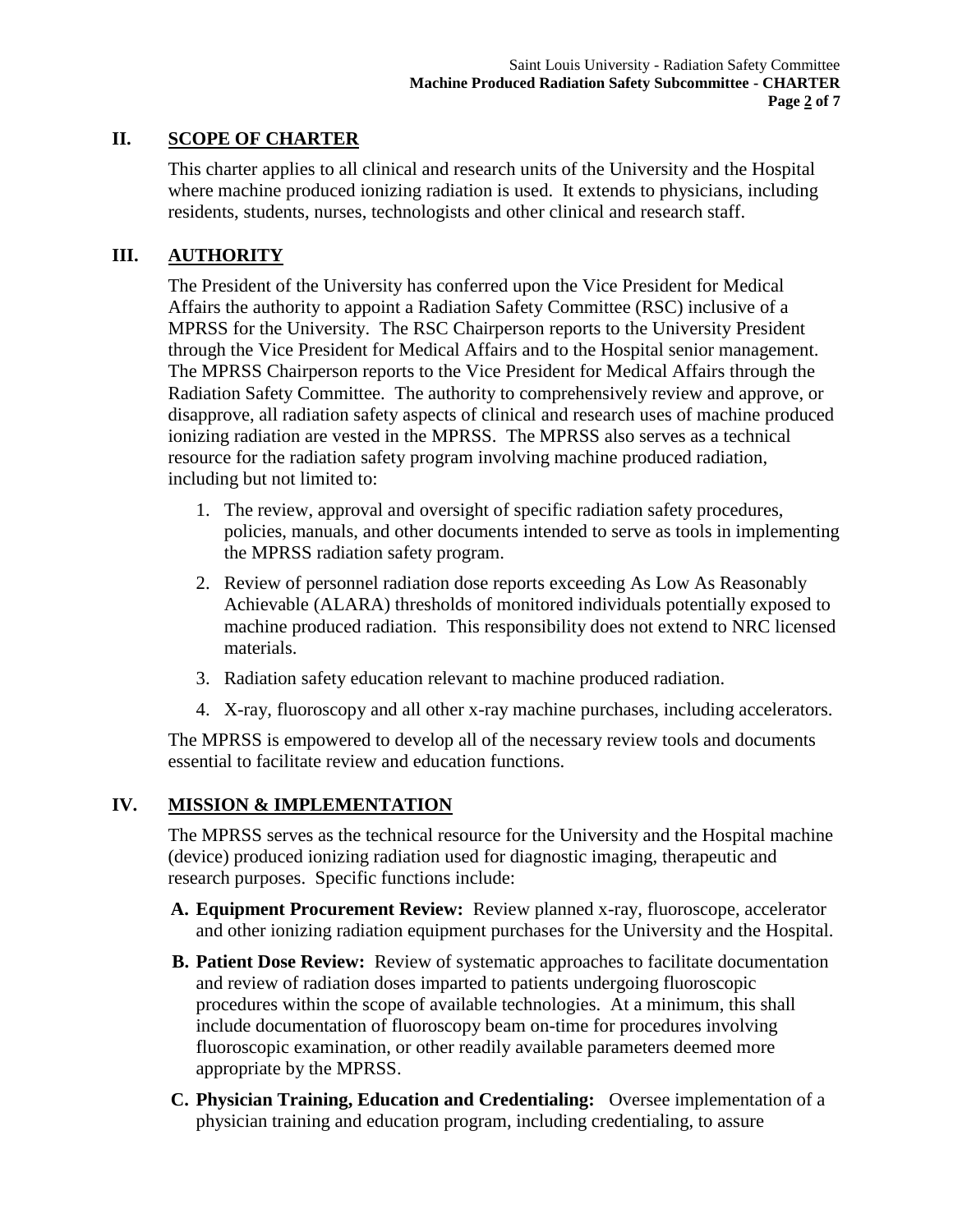## II. SCOPE OF CHARTER

This charter applies to all clinical and research units of the University and the Hospital where machine produced ionizing radiation is used. It extends to physicians, including residents, students, nurses, technologists and other clinical and research staff.

## III. AUTHORITY

The President of the University has conferred upon the Vice President for Medical Affairs the authority to appoint a Radiation Safety Committee (RSC) inclusive of a MPRSS for the University. The RSC Chairperson reports to the University President through the Vice President for Medical Affairs and to the Hospital senior management. The MPRSS Chairperson reports to the Vice President for Medical Affairs through the Radiation Safety Committee. The authority to comprehensively review and approve, or disapprove, all radiation safety aspects of clinical and research uses of machine produced ionizing radiation are vested in the MPRSS. The MPRSS also serves as a technical resource for the radiation safety program involving machine produced radiation, including but not limited to:

1. The review, approval and oversight of specific radiation safety procedures, policies, manuals, and other documents intended to serve as tools in implementing the MPRSS radiation safety program.
2. Review of personnel radiation dose reports exceeding As Low As Reasonably Achievable (ALARA) thresholds of monitored individuals potentially exposed to machine produced radiation. This responsibility does not extend to NRC licensed materials.
3. Radiation safety education relevant to machine produced radiation.
4. X-ray, fluoroscopy and all other x-ray machine purchases, including accelerators.

The MPRSS is empowered to develop all of the necessary review tools and documents essential to facilitate review and education functions.

## IV. MISSION & IMPLEMENTATION

The MPRSS serves as the technical resource for the University and the Hospital machine (device) produced ionizing radiation used for diagnostic imaging, therapeutic and research purposes. Specific functions include:

**A. Equipment Procurement Review:** Review planned x-ray, fluoroscope, accelerator and other ionizing radiation equipment purchases for the University and the Hospital.

**B. Patient Dose Review:** Review of systematic approaches to facilitate documentation and review of radiation doses imparted to patients undergoing fluoroscopic procedures within the scope of available technologies. At a minimum, this shall include documentation of fluoroscopy beam on-time for procedures involving fluoroscopic examination, or other readily available parameters deemed more appropriate by the MPRSS.

**C. Physician Training, Education and Credentialing:** Oversee implementation of a physician training and education program, including credentialing, to assure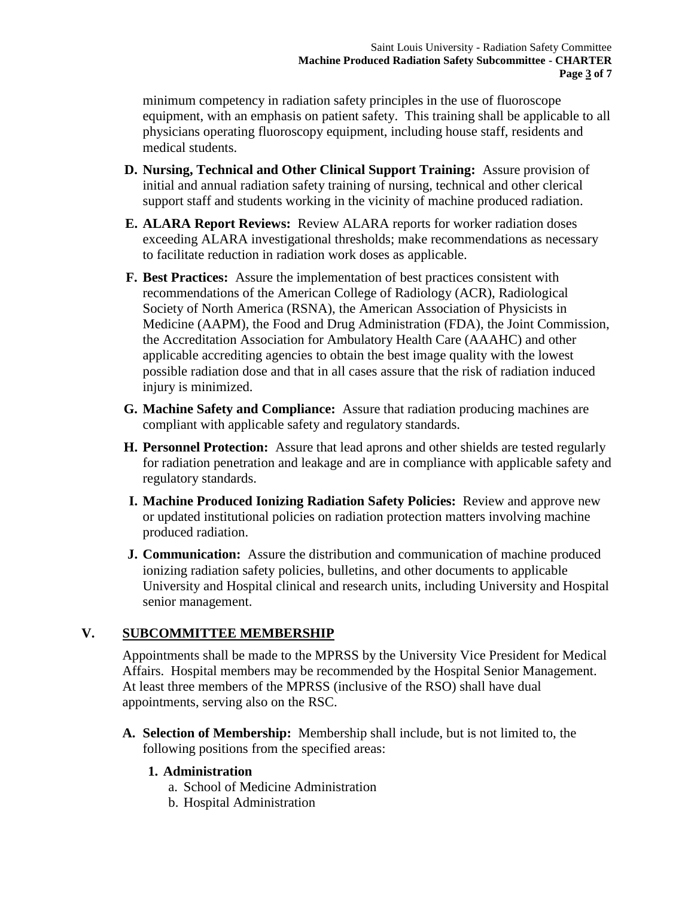minimum competency in radiation safety principles in the use of fluoroscope equipment, with an emphasis on patient safety. This training shall be applicable to all physicians operating fluoroscopy equipment, including house staff, residents and medical students.

- **D. Nursing, Technical and Other Clinical Support Training:** Assure provision of initial and annual radiation safety training of nursing, technical and other clerical support staff and students working in the vicinity of machine produced radiation.
- **E. ALARA Report Reviews:** Review ALARA reports for worker radiation doses exceeding ALARA investigational thresholds; make recommendations as necessary to facilitate reduction in radiation work doses as applicable.
- **F. Best Practices:** Assure the implementation of best practices consistent with recommendations of the American College of Radiology (ACR), Radiological Society of North America (RSNA), the American Association of Physicists in Medicine (AAPM), the Food and Drug Administration (FDA), the Joint Commission, the Accreditation Association for Ambulatory Health Care (AAAHC) and other applicable accrediting agencies to obtain the best image quality with the lowest possible radiation dose and that in all cases assure that the risk of radiation induced injury is minimized.
- **G. Machine Safety and Compliance:** Assure that radiation producing machines are compliant with applicable safety and regulatory standards.
- **H. Personnel Protection:** Assure that lead aprons and other shields are tested regularly for radiation penetration and leakage and are in compliance with applicable safety and regulatory standards.
- **I. Machine Produced Ionizing Radiation Safety Policies:** Review and approve new or updated institutional policies on radiation protection matters involving machine produced radiation.
- **J. Communication:** Assure the distribution and communication of machine produced ionizing radiation safety policies, bulletins, and other documents to applicable University and Hospital clinical and research units, including University and Hospital senior management.

## V. SUBCOMMITTEE MEMBERSHIP

Appointments shall be made to the MPRSS by the University Vice President for Medical Affairs. Hospital members may be recommended by the Hospital Senior Management. At least three members of the MPRSS (inclusive of the RSO) shall have dual appointments, serving also on the RSC.

**A. Selection of Membership:** Membership shall include, but is not limited to, the following positions from the specified areas:

**1. Administration**

a. School of Medicine Administration

b. Hospital Administration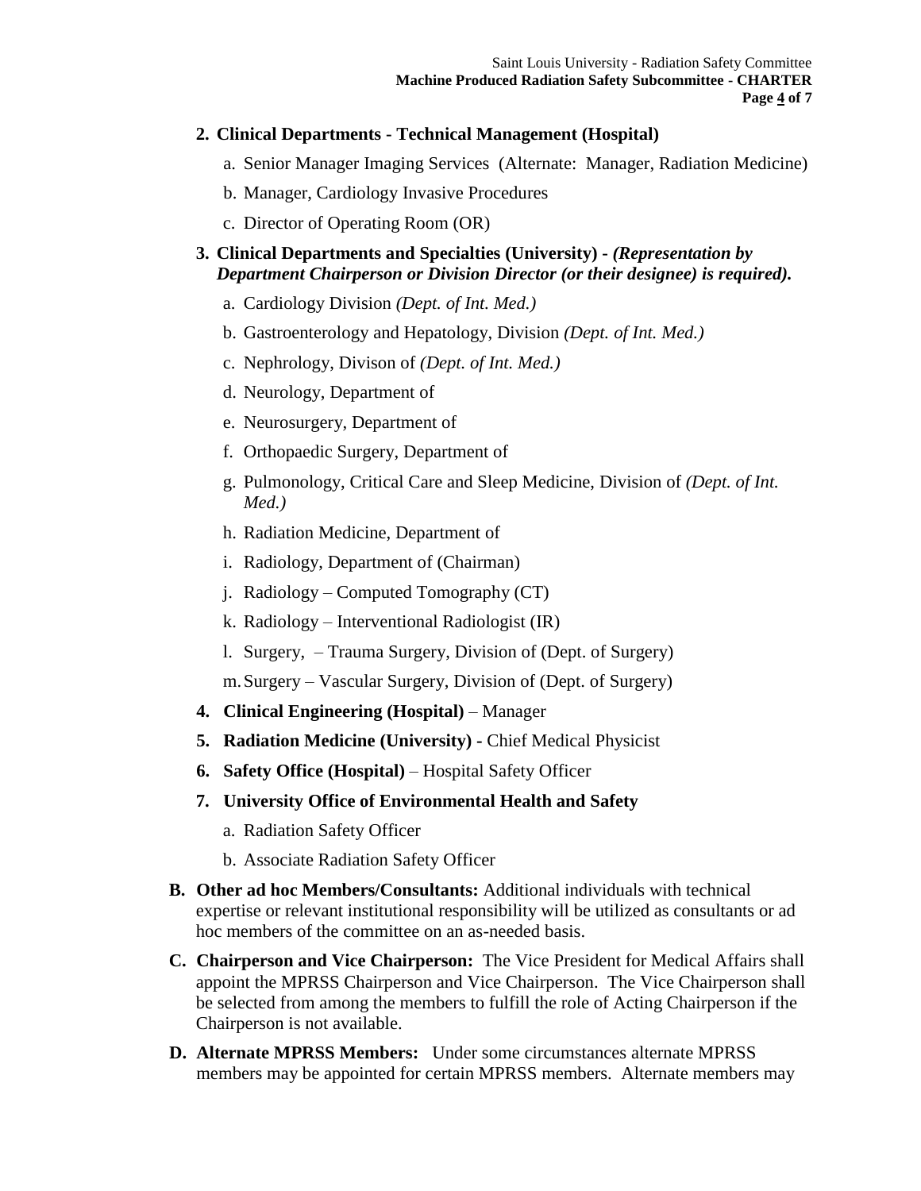2. **Clinical Departments - Technical Management (Hospital)**

   a. Senior Manager Imaging Services (Alternate: Manager, Radiation Medicine)

   b. Manager, Cardiology Invasive Procedures

   c. Director of Operating Room (OR)

3. **Clinical Departments and Specialties (University) -** ***(Representation by Department Chairperson or Division Director (or their designee) is required).***

   a. Cardiology Division *(Dept. of Int. Med.)*

   b. Gastroenterology and Hepatology, Division *(Dept. of Int. Med.)*

   c. Nephrology, Divison of *(Dept. of Int. Med.)*

   d. Neurology, Department of

   e. Neurosurgery, Department of

   f. Orthopaedic Surgery, Department of

   g. Pulmonology, Critical Care and Sleep Medicine, Division of *(Dept. of Int. Med.)*

   h. Radiation Medicine, Department of

   i. Radiology, Department of (Chairman)

   j. Radiology – Computed Tomography (CT)

   k. Radiology – Interventional Radiologist (IR)

   l. Surgery, – Trauma Surgery, Division of (Dept. of Surgery)

   m. Surgery – Vascular Surgery, Division of (Dept. of Surgery)

4. **Clinical Engineering (Hospital)** – Manager

5. **Radiation Medicine (University) -** Chief Medical Physicist

6. **Safety Office (Hospital)** – Hospital Safety Officer

7. **University Office of Environmental Health and Safety**

   a. Radiation Safety Officer

   b. Associate Radiation Safety Officer

**B. Other ad hoc Members/Consultants:** Additional individuals with technical expertise or relevant institutional responsibility will be utilized as consultants or ad hoc members of the committee on an as-needed basis.

**C. Chairperson and Vice Chairperson:** The Vice President for Medical Affairs shall appoint the MPRSS Chairperson and Vice Chairperson. The Vice Chairperson shall be selected from among the members to fulfill the role of Acting Chairperson if the Chairperson is not available.

**D. Alternate MPRSS Members:** Under some circumstances alternate MPRSS members may be appointed for certain MPRSS members. Alternate members may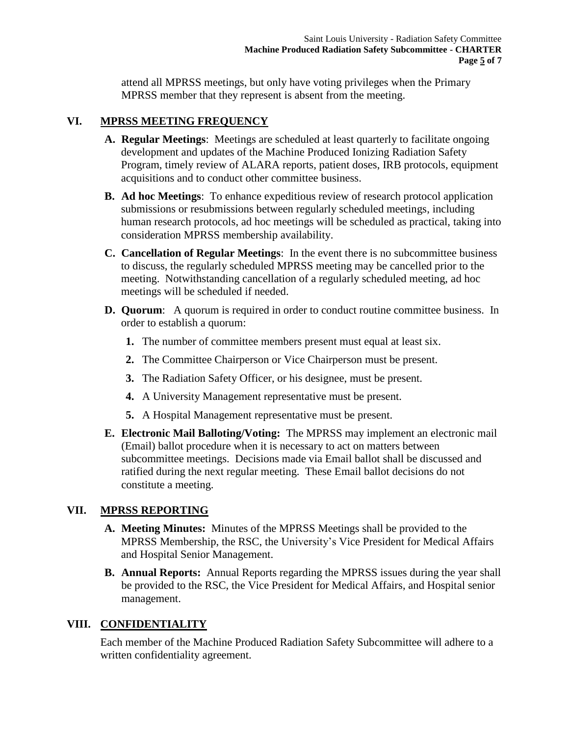attend all MPRSS meetings, but only have voting privileges when the Primary MPRSS member that they represent is absent from the meeting.

## VI. MPRSS MEETING FREQUENCY

**A. Regular Meetings**: Meetings are scheduled at least quarterly to facilitate ongoing development and updates of the Machine Produced Ionizing Radiation Safety Program, timely review of ALARA reports, patient doses, IRB protocols, equipment acquisitions and to conduct other committee business.

**B. Ad hoc Meetings**: To enhance expeditious review of research protocol application submissions or resubmissions between regularly scheduled meetings, including human research protocols, ad hoc meetings will be scheduled as practical, taking into consideration MPRSS membership availability.

**C. Cancellation of Regular Meetings**: In the event there is no subcommittee business to discuss, the regularly scheduled MPRSS meeting may be cancelled prior to the meeting. Notwithstanding cancellation of a regularly scheduled meeting, ad hoc meetings will be scheduled if needed.

**D. Quorum**: A quorum is required in order to conduct routine committee business. In order to establish a quorum:

1. The number of committee members present must equal at least six.
2. The Committee Chairperson or Vice Chairperson must be present.
3. The Radiation Safety Officer, or his designee, must be present.
4. A University Management representative must be present.
5. A Hospital Management representative must be present.

**E. Electronic Mail Balloting/Voting:** The MPRSS may implement an electronic mail (Email) ballot procedure when it is necessary to act on matters between subcommittee meetings. Decisions made via Email ballot shall be discussed and ratified during the next regular meeting. These Email ballot decisions do not constitute a meeting.

## VII. MPRSS REPORTING

**A. Meeting Minutes:** Minutes of the MPRSS Meetings shall be provided to the MPRSS Membership, the RSC, the University's Vice President for Medical Affairs and Hospital Senior Management.

**B. Annual Reports:** Annual Reports regarding the MPRSS issues during the year shall be provided to the RSC, the Vice President for Medical Affairs, and Hospital senior management.

## VIII. CONFIDENTIALITY

Each member of the Machine Produced Radiation Safety Subcommittee will adhere to a written confidentiality agreement.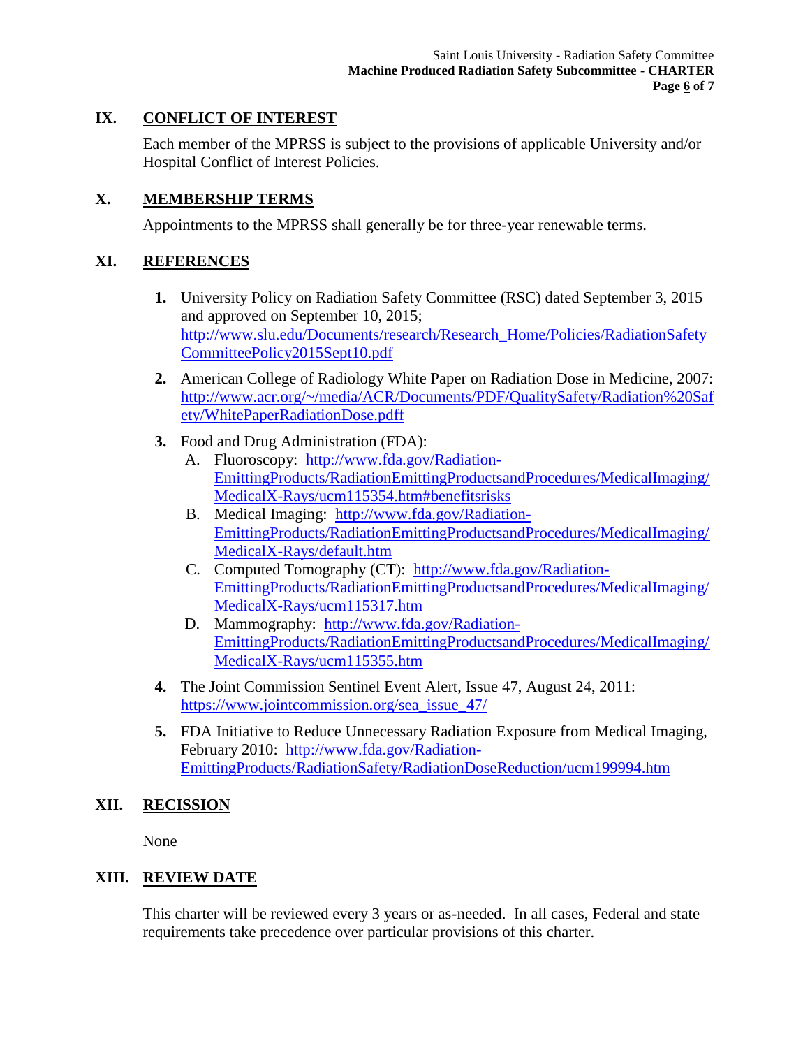## IX. CONFLICT OF INTEREST

Each member of the MPRSS is subject to the provisions of applicable University and/or Hospital Conflict of Interest Policies.

## X. MEMBERSHIP TERMS

Appointments to the MPRSS shall generally be for three-year renewable terms.

## XI. REFERENCES

1. University Policy on Radiation Safety Committee (RSC) dated September 3, 2015 and approved on September 10, 2015; http://www.slu.edu/Documents/research/Research_Home/Policies/RadiationSafetyCommitteePolicy2015Sept10.pdf
2. American College of Radiology White Paper on Radiation Dose in Medicine, 2007: http://www.acr.org/~/media/ACR/Documents/PDF/QualitySafety/Radiation%20Safety/WhitePaperRadiationDose.pdff
3. Food and Drug Administration (FDA):
   - A. Fluoroscopy: http://www.fda.gov/Radiation-EmittingProducts/RadiationEmittingProductsandProcedures/MedicalImaging/MedicalX-Rays/ucm115354.htm#benefitsrisks
   - B. Medical Imaging: http://www.fda.gov/Radiation-EmittingProducts/RadiationEmittingProductsandProcedures/MedicalImaging/MedicalX-Rays/default.htm
   - C. Computed Tomography (CT): http://www.fda.gov/Radiation-EmittingProducts/RadiationEmittingProductsandProcedures/MedicalImaging/MedicalX-Rays/ucm115317.htm
   - D. Mammography: http://www.fda.gov/Radiation-EmittingProducts/RadiationEmittingProductsandProcedures/MedicalImaging/MedicalX-Rays/ucm115355.htm
4. The Joint Commission Sentinel Event Alert, Issue 47, August 24, 2011: https://www.jointcommission.org/sea_issue_47/
5. FDA Initiative to Reduce Unnecessary Radiation Exposure from Medical Imaging, February 2010: http://www.fda.gov/Radiation-EmittingProducts/RadiationSafety/RadiationDoseReduction/ucm199994.htm

## XII. RECISSION

None

## XIII. REVIEW DATE

This charter will be reviewed every 3 years or as-needed. In all cases, Federal and state requirements take precedence over particular provisions of this charter.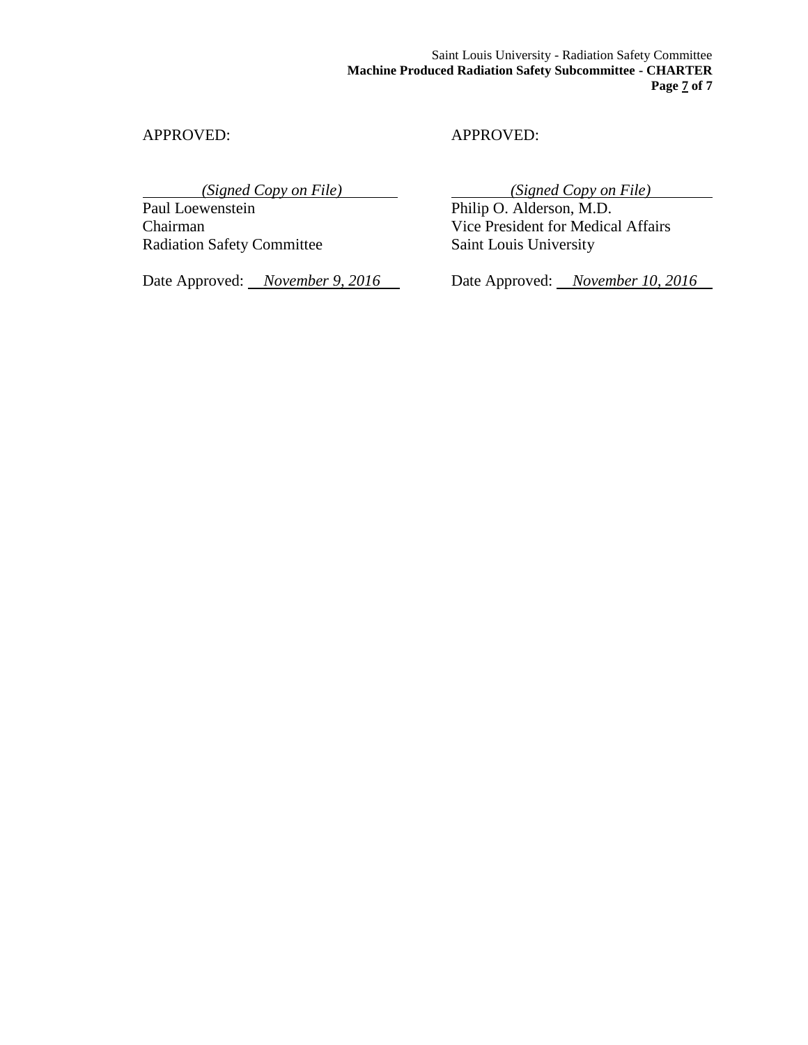APPROVED:

*(Signed Copy on File)*
Paul Loewenstein
Chairman
Radiation Safety Committee

Date Approved: *November 9, 2016*

APPROVED:

*(Signed Copy on File)*
Philip O. Alderson, M.D.
Vice President for Medical Affairs
Saint Louis University

Date Approved: *November 10, 2016*